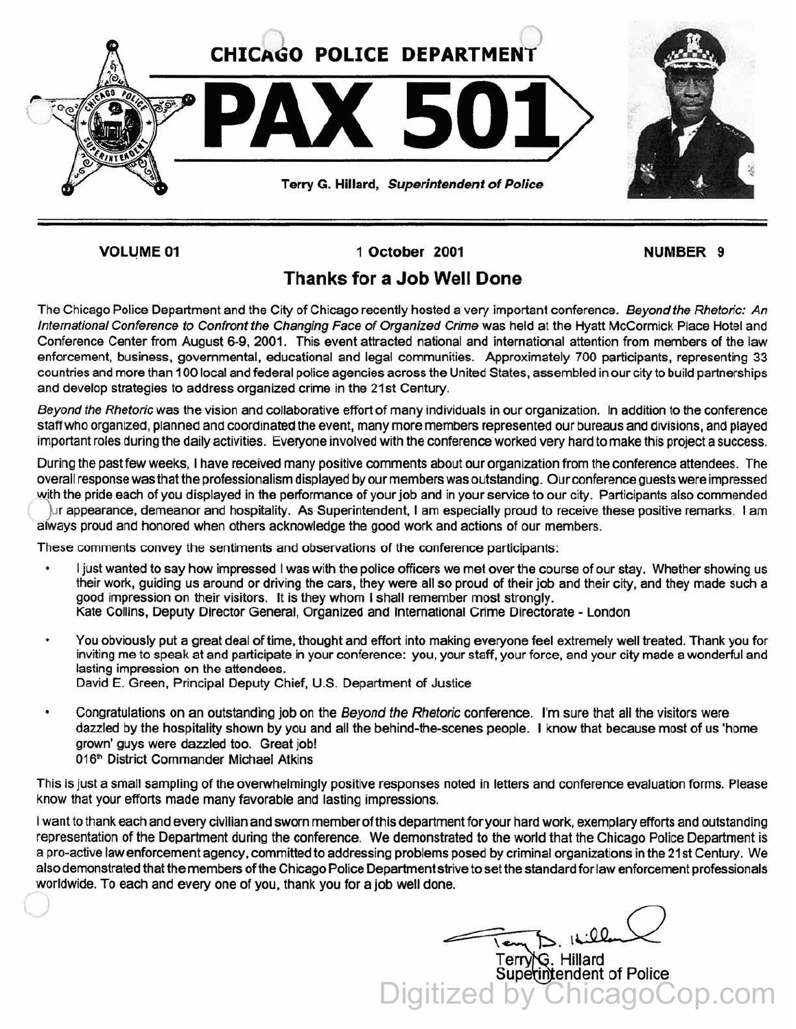CHICAGO POLICE DEPARTMENT

# PAX 501

Terry G. Hillard, *Superintendent of Police*

**VOLUME 01** | **1 October 2001** | **NUMBER 9**

## Thanks for a Job Well Done

The Chicago Police Department and the City of Chicago recently hosted a very important conference. *Beyond the Rhetoric: An International Conference to Confront the Changing Face of Organized Crime* was held at the Hyatt McCormick Place Hotel and Conference Center from August 6-9, 2001. This event attracted national and international attention from members of the law enforcement, business, governmental, educational and legal communities. Approximately 700 participants, representing 33 countries and more than 100 local and federal police agencies across the United States, assembled in our city to build partnerships and develop strategies to address organized crime in the 21st Century.

*Beyond the Rhetoric* was the vision and collaborative effort of many individuals in our organization. In addition to the conference staff who organized, planned and coordinated the event, many more members represented our bureaus and divisions, and played important roles during the daily activities. Everyone involved with the conference worked very hard to make this project a success.

During the past few weeks, I have received many positive comments about our organization from the conference attendees. The overall response was that the professionalism displayed by our members was outstanding. Our conference guests were impressed with the pride each of you displayed in the performance of your job and in your service to our city. Participants also commended your appearance, demeanor and hospitality. As Superintendent, I am especially proud to receive these positive remarks. I am always proud and honored when others acknowledge the good work and actions of our members.

These comments convey the sentiments and observations of the conference participants:

- I just wanted to say how impressed I was with the police officers we met over the course of our stay. Whether showing us their work, guiding us around or driving the cars, they were all so proud of their job and their city, and they made such a good impression on their visitors. It is they whom I shall remember most strongly.
  Kate Collins, Deputy Director General, Organized and International Crime Directorate - London

- You obviously put a great deal of time, thought and effort into making everyone feel extremely well treated. Thank you for inviting me to speak at and participate in your conference: you, your staff, your force, and your city made a wonderful and lasting impression on the attendees.
  David E. Green, Principal Deputy Chief, U.S. Department of Justice

- Congratulations on an outstanding job on the *Beyond the Rhetoric* conference. I'm sure that all the visitors were dazzled by the hospitality shown by you and all the behind-the-scenes people. I know that because most of us 'home grown' guys were dazzled too. Great job!
  016th District Commander Michael Atkins

This is just a small sampling of the overwhelmingly positive responses noted in letters and conference evaluation forms. Please know that your efforts made many favorable and lasting impressions.

I want to thank each and every civilian and sworn member of this department for your hard work, exemplary efforts and outstanding representation of the Department during the conference. We demonstrated to the world that the Chicago Police Department is a pro-active law enforcement agency, committed to addressing problems posed by criminal organizations in the 21st Century. We also demonstrated that the members of the Chicago Police Department strive to set the standard for law enforcement professionals worldwide. To each and every one of you, thank you for a job well done.

Terry G. Hillard
Superintendent of Police